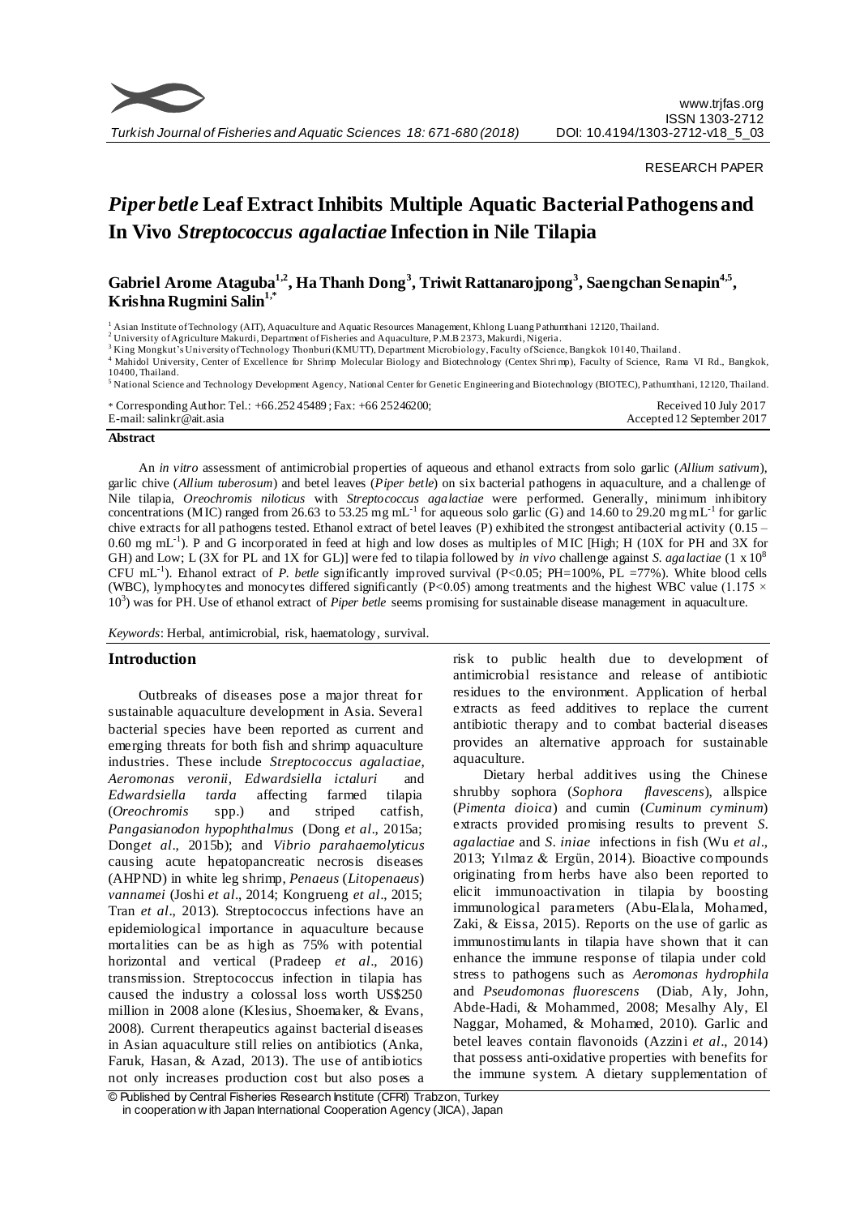RESEARCH PAPER

# *Piper betle* Leaf Extract Inhibits Multiple Aquatic Bacterial Pathogens and In Vivo *Streptococcus agalactiae* Infection in Nile Tilapia

**Gabriel Arome Ataguba[1,2], Ha Thanh Dong[3], Triwit Rattanarojpong[3], Saengchan Senapin[4,5], Krishna Rugmini Salin[1,*]**

[1] Asian Institute of Technology (AIT), Aquaculture and Aquatic Resources Management, Khlong Luang Pathumthani 12120, Thailand.
[2] University of Agriculture Makurdi, Department of Fisheries and Aquaculture, P.M.B 2373, Makurdi, Nigeria.
[3] King Mongkut's University of Technology Thonburi (KMUTT), Department Microbiology, Faculty of Science, Bangkok 10140, Thailand.
[4] Mahidol University, Center of Excellence for Shrimp Molecular Biology and Biotechnology (Centex Shrimp), Faculty of Science, Rama VI Rd., Bangkok, 10400, Thailand.
[5] National Science and Technology Development Agency, National Center for Genetic Engineering and Biotechnology (BIOTEC), Pathumthani, 12120, Thailand.

\* Corresponding Author: Tel.: +66.252 45489 ; Fax: +66 25246200;
E-mail: salinkr@ait.asia

Received 10 July 2017
Accepted 12 September 2017

**Abstract**

An *in vitro* assessment of antimicrobial properties of aqueous and ethanol extracts from solo garlic (*Allium sativum*), garlic chive (*Allium tuberosum*) and betel leaves (*Piper betle*) on six bacterial pathogens in aquaculture, and a challenge of Nile tilapia, *Oreochromis niloticus* with *Streptococcus agalactiae* were performed. Generally, minimum inhibitory concentrations (MIC) ranged from 26.63 to 53.25 mg mL$^{-1}$ for aqueous solo garlic (G) and 14.60 to 29.20 mg mL$^{-1}$ for garlic chive extracts for all pathogens tested. Ethanol extract of betel leaves (P) exhibited the strongest antibacterial activity (0.15 – 0.60 mg mL$^{-1}$). P and G incorporated in feed at high and low doses as multiples of MIC [High; H (10X for PH and 3X for GH) and Low; L (3X for PL and 1X for GL)] were fed to tilapia followed by *in vivo* challenge against *S. agalactiae* ($1 \times 10^8$ CFU mL$^{-1}$). Ethanol extract of *P. betle* significantly improved survival ($P<0.05$; PH=100%, PL =77%). White blood cells (WBC), lymphocytes and monocytes differed significantly ($P<0.05$) among treatments and the highest WBC value ($1.175 \times 10^3$) was for PH. Use of ethanol extract of *Piper betle* seems promising for sustainable disease management in aquaculture.

*Keywords*: Herbal, antimicrobial, risk, haematology, survival.

## Introduction

Outbreaks of diseases pose a major threat for sustainable aquaculture development in Asia. Several bacterial species have been reported as current and emerging threats for both fish and shrimp aquaculture industries. These include *Streptococcus agalactiae, Aeromonas veronii, Edwardsiella ictaluri* and *Edwardsiella tarda* affecting farmed tilapia (*Oreochromis* spp.) and striped catfish, *Pangasianodon hypophthalmus* (Dong *et al*., 2015a; Dong *et al*., 2015b); and *Vibrio parahaemolyticus* causing acute hepatopancreatic necrosis diseases (AHPND) in white leg shrimp, *Penaeus* (*Litopenaeus*) *vannamei* (Joshi *et al*., 2014; Kongrueng *et al*., 2015; Tran *et al*., 2013). Streptococcus infections have an epidemiological importance in aquaculture because mortalities can be as high as 75% with potential horizontal and vertical (Pradeep *et al*., 2016) transmission. Streptococcus infection in tilapia has caused the industry a colossal loss worth US$250 million in 2008 alone (Klesius, Shoemaker, & Evans, 2008). Current therapeutics against bacterial diseases in Asian aquaculture still relies on antibiotics (Anka, Faruk, Hasan, & Azad, 2013). The use of antibiotics not only increases production cost but also poses a risk to public health due to development of antimicrobial resistance and release of antibiotic residues to the environment. Application of herbal extracts as feed additives to replace the current antibiotic therapy and to combat bacterial diseases provides an alternative approach for sustainable aquaculture.

Dietary herbal additives using the Chinese shrubby sophora (*Sophora flavescens*), allspice (*Pimenta dioica*) and cumin (*Cuminum cyminum*) extracts provided promising results to prevent *S. agalactiae* and *S. iniae* infections in fish (Wu *et al*., 2013; Yılmaz & Ergün, 2014). Bioactive compounds originating from herbs have also been reported to elicit immunoactivation in tilapia by boosting immunological parameters (Abu-Elala, Mohamed, Zaki, & Eissa, 2015). Reports on the use of garlic as immunostimulants in tilapia have shown that it can enhance the immune response of tilapia under cold stress to pathogens such as *Aeromonas hydrophila* and *Pseudomonas fluorescens* (Diab, Aly, John, Abde-Hadi, & Mohammed, 2008; Mesalhy Aly, El Naggar, Mohamed, & Mohamed, 2010). Garlic and betel leaves contain flavonoids (Azzini *et al*., 2014) that possess anti-oxidative properties with benefits for the immune system. A dietary supplementation of

© Published by Central Fisheries Research Institute (CFRI) Trabzon, Turkey in cooperation with Japan International Cooperation Agency (JICA), Japan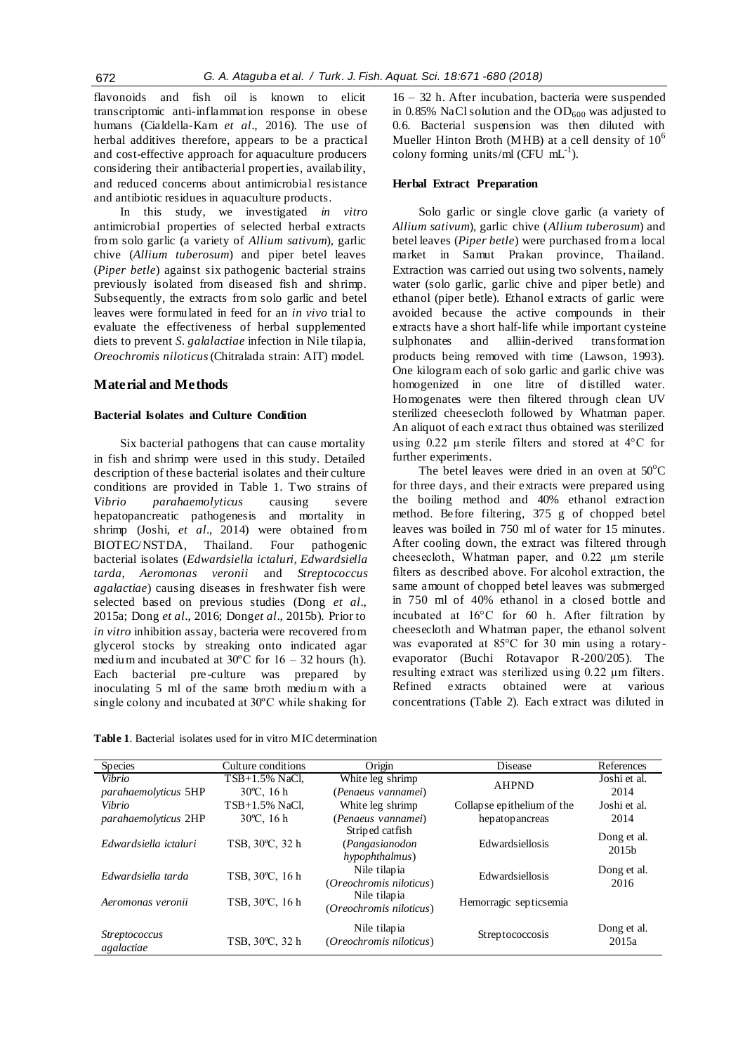flavonoids and fish oil is known to elicit transcriptomic anti-inflammation response in obese humans (Cialdella-Kam *et al*., 2016). The use of herbal additives therefore, appears to be a practical and cost-effective approach for aquaculture producers considering their antibacterial properties, availability, and reduced concerns about antimicrobial resistance and antibiotic residues in aquaculture products.

In this study, we investigated *in vitro* antimicrobial properties of selected herbal extracts from solo garlic (a variety of *Allium sativum*), garlic chive (*Allium tuberosum*) and piper betel leaves (*Piper betle*) against six pathogenic bacterial strains previously isolated from diseased fish and shrimp. Subsequently, the extracts from solo garlic and betel leaves were formulated in feed for an *in vivo* trial to evaluate the effectiveness of herbal supplemented diets to prevent *S. galalactiae* infection in Nile tilapia, *Oreochromis niloticus* (Chitralada strain: AIT) model.

## Material and Methods

### Bacterial Isolates and Culture Condition

Six bacterial pathogens that can cause mortality in fish and shrimp were used in this study. Detailed description of these bacterial isolates and their culture conditions are provided in Table 1. Two strains of *Vibrio parahaemolyticus* causing severe hepatopancreatic pathogenesis and mortality in shrimp (Joshi, *et al*., 2014) were obtained from BIOTEC/NSTDA, Thailand. Four pathogenic bacterial isolates (*Edwardsiella ictaluri, Edwardsiella tarda, Aeromonas veronii* and *Streptococcus agalactiae*) causing diseases in freshwater fish were selected based on previous studies (Dong *et al*., 2015a; Dong *et al*., 2016; Dong *et al*., 2015b). Prior to *in vitro* inhibition assay, bacteria were recovered from glycerol stocks by streaking onto indicated agar medium and incubated at 30ºC for 16 – 32 hours (h). Each bacterial pre-culture was prepared by inoculating 5 ml of the same broth medium with a single colony and incubated at 30ºC while shaking for 16 – 32 h. After incubation, bacteria were suspended in 0.85% NaCl solution and the $OD_{600}$ was adjusted to 0.6. Bacterial suspension was then diluted with Mueller Hinton Broth (MHB) at a cell density of $10^6$ colony forming units/ml (CFU $mL^{-1}$).

### Herbal Extract Preparation

Solo garlic or single clove garlic (a variety of *Allium sativum*), garlic chive (*Allium tuberosum*) and betel leaves (*Piper betle*) were purchased from a local market in Samut Prakan province, Thailand. Extraction was carried out using two solvents, namely water (solo garlic, garlic chive and piper betle) and ethanol (piper betle). Ethanol extracts of garlic were avoided because the active compounds in their extracts have a short half-life while important cysteine sulphonates and alliin-derived transformation products being removed with time (Lawson, 1993). One kilogram each of solo garlic and garlic chive was homogenized in one litre of distilled water. Homogenates were then filtered through clean UV sterilized cheesecloth followed by Whatman paper. An aliquot of each extract thus obtained was sterilized using 0.22 µm sterile filters and stored at 4°C for further experiments.

The betel leaves were dried in an oven at 50°C for three days, and their extracts were prepared using the boiling method and 40% ethanol extraction method. Before filtering, 375 g of chopped betel leaves was boiled in 750 ml of water for 15 minutes. After cooling down, the extract was filtered through cheesecloth, Whatman paper, and 0.22 µm sterile filters as described above. For alcohol extraction, the same amount of chopped betel leaves was submerged in 750 ml of 40% ethanol in a closed bottle and incubated at 16°C for 60 h. After filtration by cheesecloth and Whatman paper, the ethanol solvent was evaporated at 85°C for 30 min using a rotary-evaporator (Buchi Rotavapor R-200/205). The resulting extract was sterilized using 0.22 µm filters. Refined extracts obtained were at various concentrations (Table 2). Each extract was diluted in

**Table 1**. Bacterial isolates used for in vitro MIC determination

| Species | Culture conditions | Origin | Disease | References |
|---|---|---|---|---|
| *Vibrio parahaemolyticus* 5HP | TSB+1.5% NaCl, 30ºC, 16 h | White leg shrimp (*Penaeus vannamei*) | AHPND | Joshi et al. 2014 |
| *Vibrio parahaemolyticus* 2HP | TSB+1.5% NaCl, 30ºC, 16 h | White leg shrimp (*Penaeus vannamei*) | Collapse epithelium of the hepatopancreas | Joshi et al. 2014 |
| *Edwardsiella ictaluri* | TSB, 30ºC, 32 h | Striped catfish (*Pangasianodon hypophthalmus*) | Edwardsiellosis | Dong et al. 2015b |
| *Edwardsiella tarda* | TSB, 30ºC, 16 h | Nile tilapia (*Oreochromis niloticus*) | Edwardsiellosis | Dong et al. 2016 |
| *Aeromonas veronii* | TSB, 30ºC, 16 h | Nile tilapia (*Oreochromis niloticus*) | Hemorragic septicsemia | |
| *Streptococcus agalactiae* | TSB, 30ºC, 32 h | Nile tilapia (*Oreochromis niloticus*) | Streptococcosis | Dong et al. 2015a |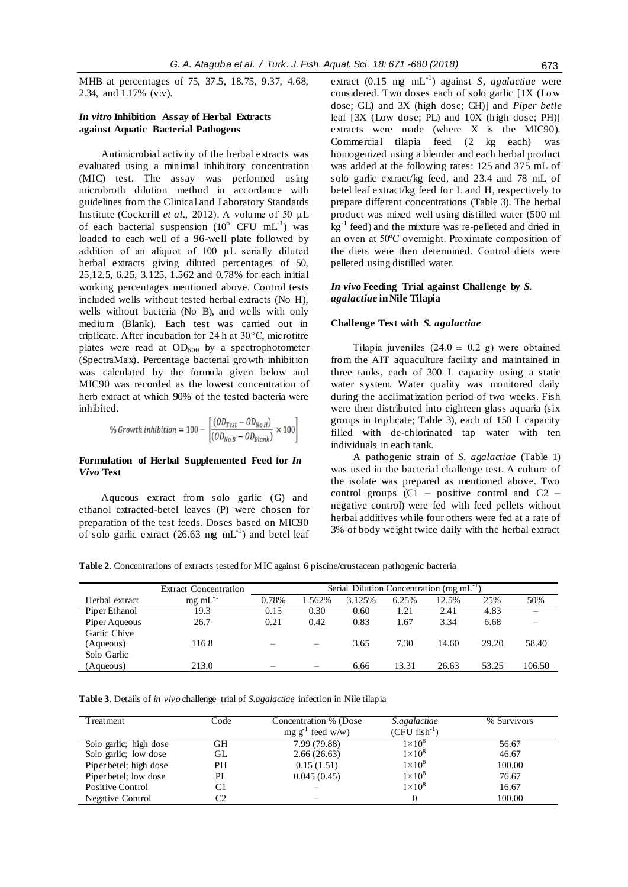MHB at percentages of 75, 37.5, 18.75, 9.37, 4.68, 2.34, and 1.17% (v:v).

### *In vitro* Inhibition Assay of Herbal Extracts against Aquatic Bacterial Pathogens

Antimicrobial activity of the herbal extracts was evaluated using a minimal inhibitory concentration (MIC) test. The assay was performed using microbroth dilution method in accordance with guidelines from the Clinical and Laboratory Standards Institute (Cockerill *et al*., 2012). A volume of 50 µL of each bacterial suspension ($10^6$ CFU $mL^{-1}$) was loaded to each well of a 96-well plate followed by addition of an aliquot of 100 µL serially diluted herbal extracts giving diluted percentages of 50, 25,12.5, 6.25, 3.125, 1.562 and 0.78% for each initial working percentages mentioned above. Control tests included wells without tested herbal extracts (No H), wells without bacteria (No B), and wells with only medium (Blank). Each test was carried out in triplicate. After incubation for 24 h at 30°C, microtitre plates were read at $OD_{600}$ by a spectrophotometer (SpectraMax). Percentage bacterial growth inhibition was calculated by the formula given below and MIC90 was recorded as the lowest concentration of herb extract at which 90% of the tested bacteria were inhibited.

$$\% \, Growth \, inhibition = 100 - \left[ \frac{(OD_{Test} - OD_{No\,H})}{(OD_{No\,B} - OD_{Blank})} \times 100 \right]$$

### Formulation of Herbal Supplemented Feed for *In Vivo* Test

Aqueous extract from solo garlic (G) and ethanol extracted-betel leaves (P) were chosen for preparation of the test feeds. Doses based on MIC90 of solo garlic extract (26.63 mg $mL^{-1}$) and betel leaf extract (0.15 mg $mL^{-1}$) against *S, agalactiae* were considered. Two doses each of solo garlic [1X (Low dose; GL) and 3X (high dose; GH)] and *Piper betle* leaf [3X (Low dose; PL) and 10X (high dose; PH)] extracts were made (where X is the MIC90). Commercial tilapia feed (2 kg each) was homogenized using a blender and each herbal product was added at the following rates: 125 and 375 mL of solo garlic extract/kg feed, and 23.4 and 78 mL of betel leaf extract/kg feed for L and H, respectively to prepare different concentrations (Table 3). The herbal product was mixed well using distilled water (500 ml $kg^{-1}$ feed) and the mixture was re-pelleted and dried in an oven at 50ºC overnight. Proximate composition of the diets were then determined. Control diets were pelleted using distilled water.

### *In vivo* Feeding Trial against Challenge by *S. agalactiae* in Nile Tilapia

#### Challenge Test with *S. agalactiae*

Tilapia juveniles (24.0 ± 0.2 g) were obtained from the AIT aquaculture facility and maintained in three tanks, each of 300 L capacity using a static water system. Water quality was monitored daily during the acclimatization period of two weeks. Fish were then distributed into eighteen glass aquaria (six groups in triplicate; Table 3), each of 150 L capacity filled with de-chlorinated tap water with ten individuals in each tank.

A pathogenic strain of *S. agalactiae* (Table 1) was used in the bacterial challenge test. A culture of the isolate was prepared as mentioned above. Two control groups (C1 – positive control and C2 – negative control) were fed with feed pellets without herbal additives while four others were fed at a rate of 3% of body weight twice daily with the herbal extract

**Table 2**. Concentrations of extracts tested for MIC against 6 piscine/crustacean pathogenic bacteria

| Herbal extract | Extract Concentration mg $mL^{-1}$ | Serial Dilution Concentration (mg $mL^{-1}$) | | | | | | |
|---|---|---|---|---|---|---|---|---|
| | | 0.78% | 1.562% | 3.125% | 6.25% | 12.5% | 25% | 50% |
| Piper Ethanol | 19.3 | 0.15 | 0.30 | 0.60 | 1.21 | 2.41 | 4.83 | – |
| Piper Aqueous | 26.7 | 0.21 | 0.42 | 0.83 | 1.67 | 3.34 | 6.68 | – |
| Garlic Chive (Aqueous) | 116.8 | – | – | 3.65 | 7.30 | 14.60 | 29.20 | 58.40 |
| Solo Garlic (Aqueous) | 213.0 | – | – | 6.66 | 13.31 | 26.63 | 53.25 | 106.50 |

**Table 3**. Details of *in vivo* challenge trial of *S.agalactiae* infection in Nile tilapia

| Treatment | Code | Concentration % (Dose mg $g^{-1}$ feed w/w) | *S.agalactiae* (CFU $fish^{-1}$) | % Survivors |
|---|---|---|---|---|
| Solo garlic; high dose | GH | 7.99 (79.88) | $1\times10^8$ | 56.67 |
| Solo garlic; low dose | GL | 2.66 (26.63) | $1\times10^8$ | 46.67 |
| Piper betel; high dose | PH | 0.15 (1.51) | $1\times10^8$ | 100.00 |
| Piper betel; low dose | PL | 0.045 (0.45) | $1\times10^8$ | 76.67 |
| Positive Control | C1 | – | $1\times10^8$ | 16.67 |
| Negative Control | C2 | – | 0 | 100.00 |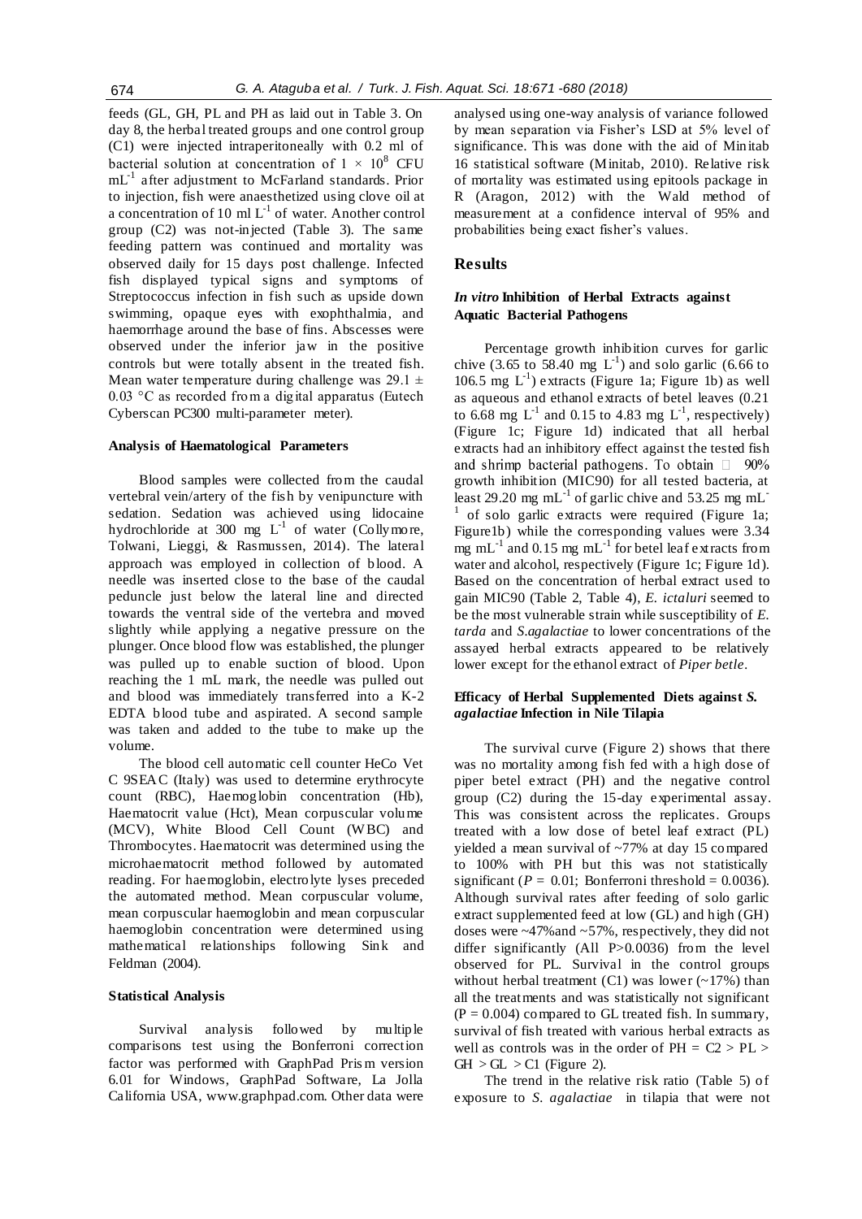feeds (GL, GH, PL and PH as laid out in Table 3. On day 8, the herbal treated groups and one control group (C1) were injected intraperitoneally with 0.2 ml of bacterial solution at concentration of $1 \times 10^8$ CFU $mL^{-1}$ after adjustment to McFarland standards. Prior to injection, fish were anaesthetized using clove oil at a concentration of 10 ml $L^{-1}$ of water. Another control group (C2) was not-injected (Table 3). The same feeding pattern was continued and mortality was observed daily for 15 days post challenge. Infected fish displayed typical signs and symptoms of Streptococcus infection in fish such as upside down swimming, opaque eyes with exophthalmia, and haemorrhage around the base of fins. Abscesses were observed under the inferior jaw in the positive controls but were totally absent in the treated fish. Mean water temperature during challenge was 29.1 ± 0.03 °C as recorded from a digital apparatus (Eutech Cyberscan PC300 multi-parameter meter).

### Analysis of Haematological Parameters

Blood samples were collected from the caudal vertebral vein/artery of the fish by venipuncture with sedation. Sedation was achieved using lidocaine hydrochloride at 300 mg $L^{-1}$ of water (Collymore, Tolwani, Lieggi, & Rasmussen, 2014). The lateral approach was employed in collection of blood. A needle was inserted close to the base of the caudal peduncle just below the lateral line and directed towards the ventral side of the vertebra and moved slightly while applying a negative pressure on the plunger. Once blood flow was established, the plunger was pulled up to enable suction of blood. Upon reaching the 1 mL mark, the needle was pulled out and blood was immediately transferred into a K-2 EDTA blood tube and aspirated. A second sample was taken and added to the tube to make up the volume.

The blood cell automatic cell counter HeCo Vet C 9SEAC (Italy) was used to determine erythrocyte count (RBC), Haemoglobin concentration (Hb), Haematocrit value (Hct), Mean corpuscular volume (MCV), White Blood Cell Count (WBC) and Thrombocytes. Haematocrit was determined using the microhaematocrit method followed by automated reading. For haemoglobin, electrolyte lyses preceded the automated method. Mean corpuscular volume, mean corpuscular haemoglobin and mean corpuscular haemoglobin concentration were determined using mathematical relationships following Sink and Feldman (2004).

### Statistical Analysis

Survival analysis followed by multiple comparisons test using the Bonferroni correction factor was performed with GraphPad Prism version 6.01 for Windows, GraphPad Software, La Jolla California USA, www.graphpad.com. Other data were analysed using one-way analysis of variance followed by mean separation via Fisher's LSD at 5% level of significance. This was done with the aid of Minitab 16 statistical software (Minitab, 2010). Relative risk of mortality was estimated using epitools package in R (Aragon, 2012) with the Wald method of measurement at a confidence interval of 95% and probabilities being exact fisher's values.

## Results

### *In vitro* Inhibition of Herbal Extracts against Aquatic Bacterial Pathogens

Percentage growth inhibition curves for garlic chive (3.65 to 58.40 mg $L^{-1}$) and solo garlic (6.66 to 106.5 mg $L^{-1}$) extracts (Figure 1a; Figure 1b) as well as aqueous and ethanol extracts of betel leaves (0.21 to 6.68 mg $L^{-1}$ and 0.15 to 4.83 mg $L^{-1}$, respectively) (Figure 1c; Figure 1d) indicated that all herbal extracts had an inhibitory effect against the tested fish and shrimp bacterial pathogens. To obtain  90% growth inhibition (MIC90) for all tested bacteria, at least 29.20 mg $mL^{-1}$ of garlic chive and 53.25 mg $mL^{-1}$ of solo garlic extracts were required (Figure 1a; Figure1b) while the corresponding values were 3.34 mg $mL^{-1}$ and 0.15 mg $mL^{-1}$ for betel leaf extracts from water and alcohol, respectively (Figure 1c; Figure 1d). Based on the concentration of herbal extract used to gain MIC90 (Table 2, Table 4), *E. ictaluri* seemed to be the most vulnerable strain while susceptibility of *E. tarda* and *S.agalactiae* to lower concentrations of the assayed herbal extracts appeared to be relatively lower except for the ethanol extract of *Piper betle*.

### Efficacy of Herbal Supplemented Diets against *S. agalactiae* Infection in Nile Tilapia

The survival curve (Figure 2) shows that there was no mortality among fish fed with a high dose of piper betel extract (PH) and the negative control group (C2) during the 15-day experimental assay. This was consistent across the replicates. Groups treated with a low dose of betel leaf extract (PL) yielded a mean survival of ~77% at day 15 compared to 100% with PH but this was not statistically significant ($P = 0.01$; Bonferroni threshold = 0.0036). Although survival rates after feeding of solo garlic extract supplemented feed at low (GL) and high (GH) doses were ~47%and ~57%, respectively, they did not differ significantly (All $P>0.0036$) from the level observed for PL. Survival in the control groups without herbal treatment (C1) was lower (~17%) than all the treatments and was statistically not significant ($P = 0.004$) compared to GL treated fish. In summary, survival of fish treated with various herbal extracts as well as controls was in the order of PH = C2 > PL > GH > GL > C1 (Figure 2).

The trend in the relative risk ratio (Table 5) of exposure to *S. agalactiae* in tilapia that were not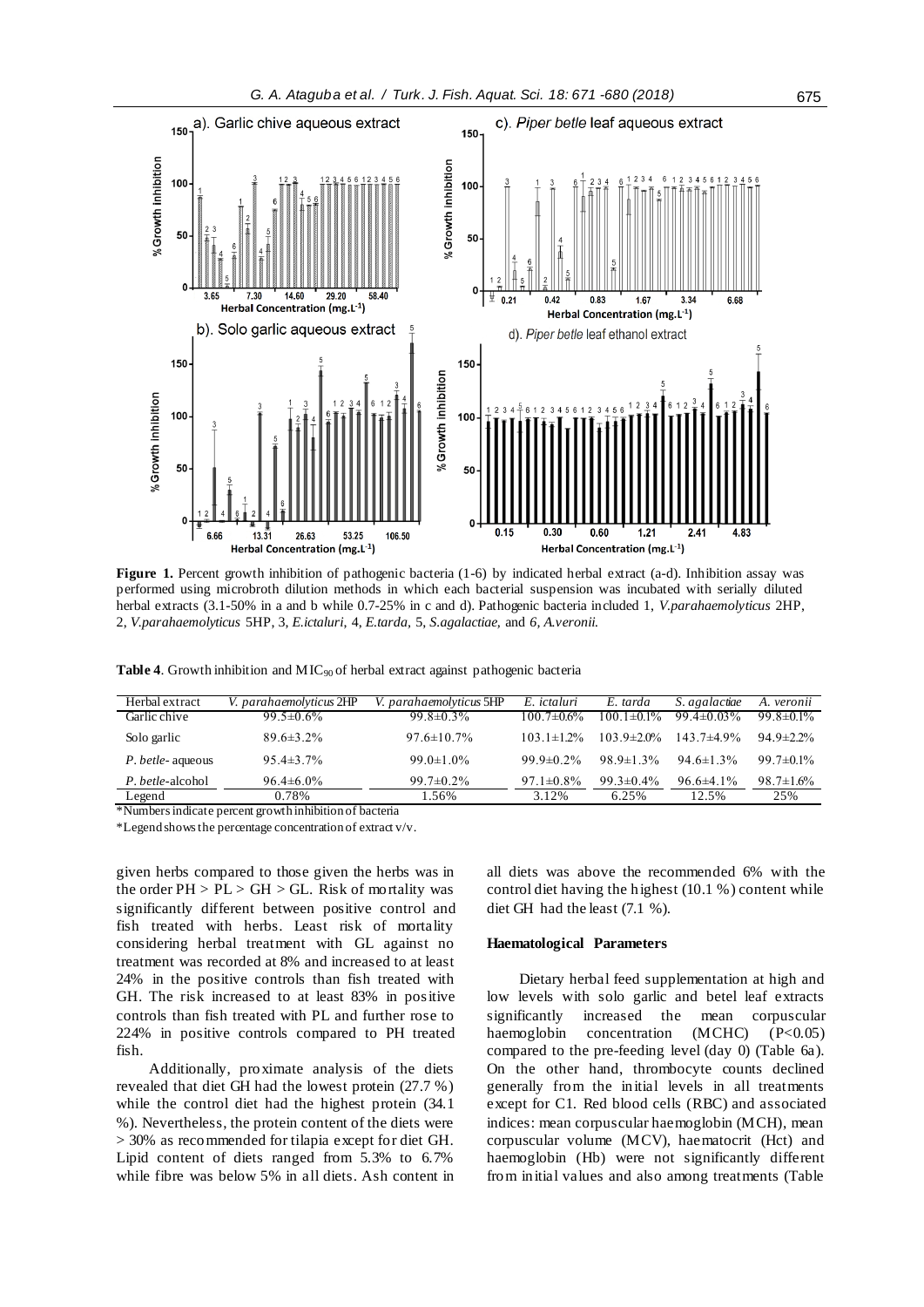**Figure 1.** Percent growth inhibition of pathogenic bacteria (1-6) by indicated herbal extract (a-d). Inhibition assay was performed using microbroth dilution methods in which each bacterial suspension was incubated with serially diluted herbal extracts (3.1-50% in a and b while 0.7-25% in c and d). Pathogenic bacteria included 1, *V.parahaemolyticus* 2HP, 2, *V.parahaemolyticus* 5HP, 3, *E.ictaluri*, 4, *E.tarda*, 5, *S.agalactiae*, and 6, *A.veronii*.

**Table 4**. Growth inhibition and $MIC_{90}$ of herbal extract against pathogenic bacteria

| Herbal extract | *V. parahaemolyticus* 2HP | *V. parahaemolyticus* 5HP | *E. ictaluri* | *E. tarda* | *S. agalactiae* | *A. veronii* |
|---|---|---|---|---|---|---|
| Garlic chive | 99.5±0.6% | 99.8±0.3% | 100.7±0.6% | 100.1±0.1% | 99.4±0.03% | 99.8±0.1% |
| Solo garlic | 89.6±3.2% | 97.6±10.7% | 103.1±1.2% | 103.9±2.0% | 143.7±4.9% | 94.9±2.2% |
| *P. betle*- aqueous | 95.4±3.7% | 99.0±1.0% | 99.9±0.2% | 98.9±1.3% | 94.6±1.3% | 99.7±0.1% |
| *P. betle*-alcohol | 96.4±6.0% | 99.7±0.2% | 97.1±0.8% | 99.3±0.4% | 96.6±4.1% | 98.7±1.6% |
| Legend | 0.78% | 1.56% | 3.12% | 6.25% | 12.5% | 25% |

*Numbers indicate percent growth inhibition of bacteria

*Legend shows the percentage concentration of extract v/v.

given herbs compared to those given the herbs was in the order PH > PL > GH > GL. Risk of mortality was significantly different between positive control and fish treated with herbs. Least risk of mortality considering herbal treatment with GL against no treatment was recorded at 8% and increased to at least 24% in the positive controls than fish treated with GH. The risk increased to at least 83% in positive controls than fish treated with PL and further rose to 224% in positive controls compared to PH treated fish.

Additionally, proximate analysis of the diets revealed that diet GH had the lowest protein (27.7 %) while the control diet had the highest protein (34.1 %). Nevertheless, the protein content of the diets were > 30% as recommended for tilapia except for diet GH. Lipid content of diets ranged from 5.3% to 6.7% while fibre was below 5% in all diets. Ash content in all diets was above the recommended 6% with the control diet having the highest (10.1 %) content while diet GH had the least (7.1 %).

#### Haematological Parameters

Dietary herbal feed supplementation at high and low levels with solo garlic and betel leaf extracts significantly increased the mean corpuscular haemoglobin concentration (MCHC) ($P<0.05$) compared to the pre-feeding level (day 0) (Table 6a). On the other hand, thrombocyte counts declined generally from the initial levels in all treatments except for C1. Red blood cells (RBC) and associated indices: mean corpuscular haemoglobin (MCH), mean corpuscular volume (MCV), haematocrit (Hct) and haemoglobin (Hb) were not significantly different from initial values and also among treatments (Table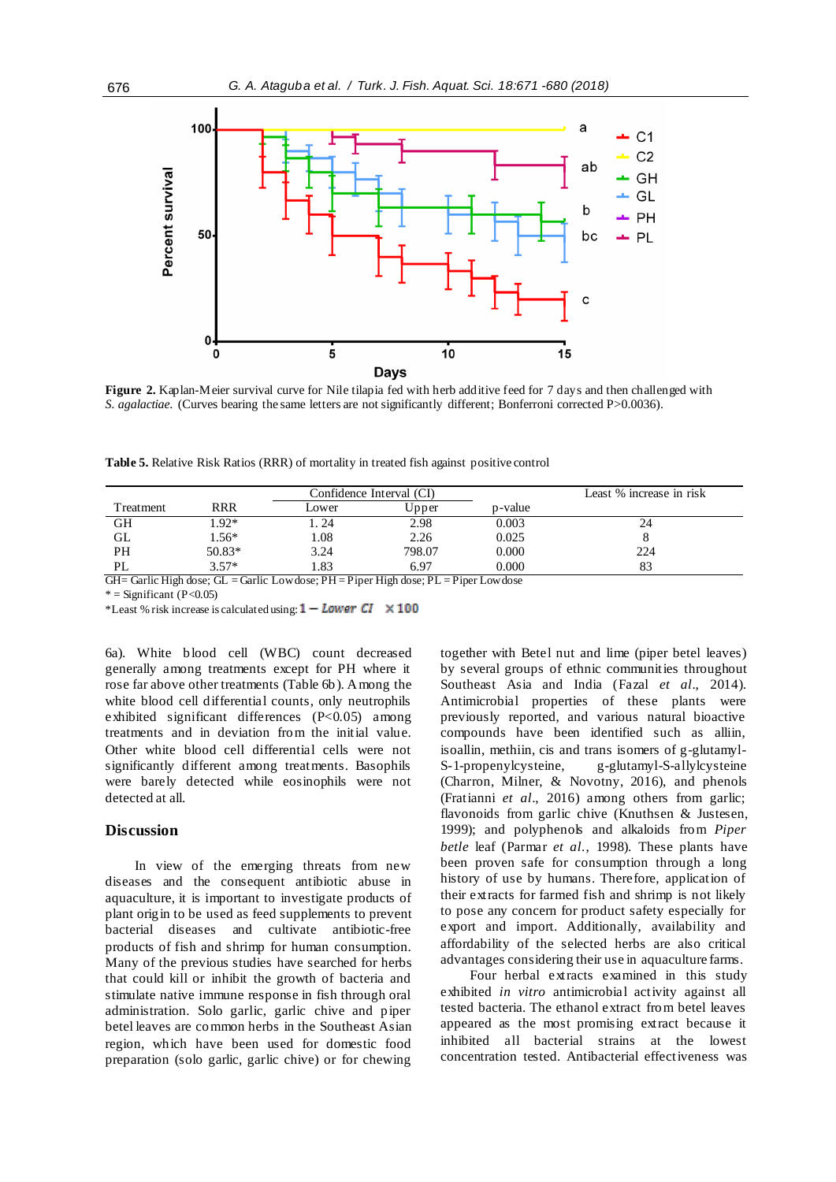**Figure 2.** Kaplan-Meier survival curve for Nile tilapia fed with herb additive feed for 7 days and then challenged with *S. agalactiae.* (Curves bearing the same letters are not significantly different; Bonferroni corrected P>0.0036).

**Table 5.** Relative Risk Ratios (RRR) of mortality in treated fish against positive control

| Treatment | RRR | Confidence Interval (CI) | | p-value | Least % increase in risk |
|---|---|---|---|---|---|
| | | Lower | Upper | | |
| GH | 1.92* | 1. 24 | 2.98 | 0.003 | 24 |
| GL | 1.56* | 1.08 | 2.26 | 0.025 | 8 |
| PH | 50.83* | 3.24 | 798.07 | 0.000 | 224 |
| PL | 3.57* | 1.83 | 6.97 | 0.000 | 83 |

GH= Garlic High dose; GL = Garlic Low dose; PH = Piper High dose; PL = Piper Low dose

\* = Significant (P<0.05)

*Least % risk increase is calculated using: $1 - \textit{Lower CI} \times 100$

6a). White blood cell (WBC) count decreased generally among treatments except for PH where it rose far above other treatments (Table 6b). Among the white blood cell differential counts, only neutrophils exhibited significant differences (P<0.05) among treatments and in deviation from the initial value. Other white blood cell differential cells were not significantly different among treatments. Basophils were barely detected while eosinophils were not detected at all.

## Discussion

In view of the emerging threats from new diseases and the consequent antibiotic abuse in aquaculture, it is important to investigate products of plant origin to be used as feed supplements to prevent bacterial diseases and cultivate antibiotic-free products of fish and shrimp for human consumption. Many of the previous studies have searched for herbs that could kill or inhibit the growth of bacteria and stimulate native immune response in fish through oral administration. Solo garlic, garlic chive and piper betel leaves are common herbs in the Southeast Asian region, which have been used for domestic food preparation (solo garlic, garlic chive) or for chewing together with Betel nut and lime (piper betel leaves) by several groups of ethnic communities throughout Southeast Asia and India (Fazal *et al*., 2014). Antimicrobial properties of these plants were previously reported, and various natural bioactive compounds have been identified such as alliin, isoallin, methiin, cis and trans isomers of g-glutamyl-S-1-propenylcysteine, g-glutamyl-S-allylcysteine (Charron, Milner, & Novotny, 2016), and phenols (Fratianni *et al*., 2016) among others from garlic; flavonoids from garlic chive (Knuthsen & Justesen, 1999); and polyphenols and alkaloids from *Piper betle* leaf (Parmar *et al.*, 1998). These plants have been proven safe for consumption through a long history of use by humans. Therefore, application of their extracts for farmed fish and shrimp is not likely to pose any concern for product safety especially for export and import. Additionally, availability and affordability of the selected herbs are also critical advantages considering their use in aquaculture farms.

Four herbal extracts examined in this study exhibited *in vitro* antimicrobial activity against all tested bacteria. The ethanol extract from betel leaves appeared as the most promising extract because it inhibited all bacterial strains at the lowest concentration tested. Antibacterial effectiveness was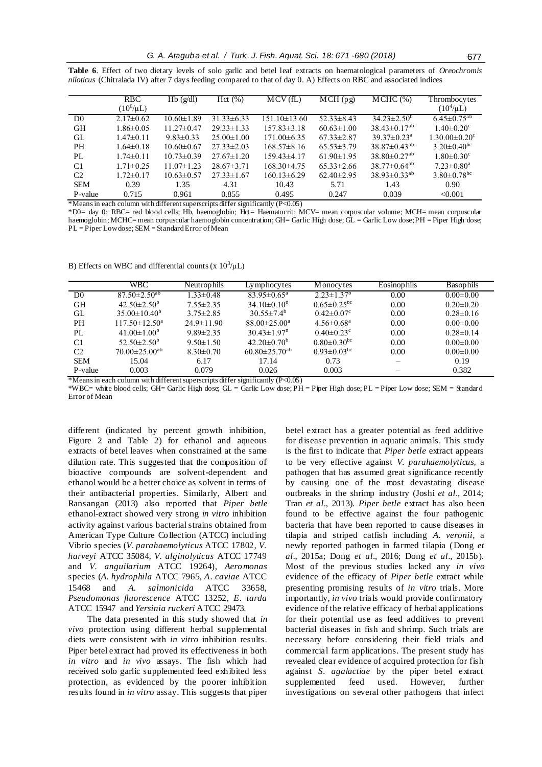**Table 6**. Effect of two dietary levels of solo garlic and betel leaf extracts on haematological parameters of *Oreochromis niloticus* (Chitralada IV) after 7 days feeding compared to that of day 0. A) Effects on RBC and associated indices

| | RBC ($10^6$/μL) | Hb (g/dl) | Hct (%) | MCV (fL) | MCH (pg) | MCHC (%) | Thrombocytes ($10^4$/μL) |
|---|---|---|---|---|---|---|---|
| D0 | 2.17±0.62 | 10.60±1.89 | 31.33±6.33 | 151.10±13.60 | 52.33±8.43 | 34.23±2.50$^{b}$ | 6.45±0.75$^{ab}$ |
| GH | 1.86±0.05 | 11.27±0.47 | 29.33±1.33 | 157.83±3.18 | 60.63±1.00 | 38.43±0.17$^{ab}$ | 1.40±0.20$^{c}$ |
| GL | 1.47±0.11 | 9.83±0.33 | 25.00±1.00 | 171.00±6.35 | 67.33±2.87 | 39.37±0.23$^{a}$ | 1.30.00±0.20$^{c}$ |
| PH | 1.64±0.18 | 10.60±0.67 | 27.33±2.03 | 168.57±8.16 | 65.53±3.79 | 38.87±0.43$^{ab}$ | 3.20±0.40$^{bc}$ |
| PL | 1.74±0.11 | 10.73±0.39 | 27.67±1.20 | 159.43±4.17 | 61.90±1.95 | 38.80±0.27$^{ab}$ | 1.80±0.30$^{c}$ |
| C1 | 1.71±0.25 | 11.07±1.23 | 28.67±3.71 | 168.30±4.75 | 65.33±2.66 | 38.77±0.64$^{ab}$ | 7.23±0.80$^{a}$ |
| C2 | 1.72±0.17 | 10.63±0.57 | 27.33±1.67 | 160.13±6.29 | 62.40±2.95 | 38.93±0.33$^{ab}$ | 3.80±0.78$^{bc}$ |
| SEM | 0.39 | 1.35 | 4.31 | 10.43 | 5.71 | 1.43 | 0.90 |
| P-value | 0.715 | 0.961 | 0.855 | 0.495 | 0.247 | 0.039 | <0.001 |

*Means in each column with different superscripts differ significantly ($P<0.05$)

*D0= day 0; RBC= red blood cells; Hb, haemoglobin; Hct= Haematocrit; MCV= mean corpuscular volume; MCH= mean corpuscular haemoglobin; MCHC= mean corpuscular haemoglobin concentration; GH= Garlic High dose; GL = Garlic Low dose; PH = Piper High dose; PL = Piper Low dose; SEM = Standard Error of Mean

B) Effects on WBC and differential counts (x $10^3$/μL)

| | WBC | Neutrophils | Lymphocytes | Monocytes | Eosinophils | Basophils |
|---|---|---|---|---|---|---|
| D0 | 87.50±2.50$^{ab}$ | 1.33±0.48 | 83.95±0.65$^{a}$ | 2.23±1.37$^{b}$ | 0.00 | 0.00±0.00 |
| GH | 42.50±2.50$^{b}$ | 7.55±2.35 | 34.10±0.10$^{b}$ | 0.65±0.25$^{bc}$ | 0.00 | 0.20±0.20 |
| GL | 35.00±10.40$^{b}$ | 3.75±2.85 | 30.55±7.4$^{b}$ | 0.42±0.07$^{c}$ | 0.00 | 0.28±0.16 |
| PH | 117.50±12.50$^{a}$ | 24.9±11.90 | 88.00±25.00$^{a}$ | 4.56±0.68$^{a}$ | 0.00 | 0.00±0.00 |
| PL | 41.00±1.00$^{b}$ | 9.89±2.35 | 30.43±1.97$^{b}$ | 0.40±0.23$^{c}$ | 0.00 | 0.28±0.14 |
| C1 | 52.50±2.50$^{b}$ | 9.50±1.50 | 42.20±0.70$^{b}$ | 0.80±0.30$^{bc}$ | 0.00 | 0.00±0.00 |
| C2 | 70.00±25.00$^{ab}$ | 8.30±0.70 | 60.80±25.70$^{ab}$ | 0.93±0.03$^{bc}$ | 0.00 | 0.00±0.00 |
| SEM | 15.04 | 6.17 | 17.14 | 0.73 | – | 0.19 |
| P-value | 0.003 | 0.079 | 0.026 | 0.003 | – | 0.382 |

*Means in each column with different superscripts differ significantly ($P<0.05$)

*WBC= white blood cells; GH= Garlic High dose; GL = Garlic Low dose; PH = Piper High dose; PL = Piper Low dose; SEM = Standard Error of Mean

different (indicated by percent growth inhibition, Figure 2 and Table 2) for ethanol and aqueous extracts of betel leaves when constrained at the same dilution rate. This suggested that the composition of bioactive compounds are solvent-dependent and ethanol would be a better choice as solvent in terms of their antibacterial properties. Similarly, Albert and Ransangan (2013) also reported that *Piper betle* ethanol-extract showed very strong *in vitro* inhibition activity against various bacterial strains obtained from American Type Culture Collection (ATCC) including Vibrio species (*V. parahaemolyticus* ATCC 17802, *V. harveyi* ATCC 35084, *V. alginolyticus* ATCC 17749 and *V. anguilarium* ATCC 19264), *Aeromonas* species (*A. hydrophila* ATCC 7965, *A. caviae* ATCC 15468 and *A. salmonicida* ATCC 33658, *Pseudomonas fluorescence* ATCC 13252, *E. tarda* ATCC 15947 and *Yersinia ruckeri* ATCC 29473.

The data presented in this study showed that *in vivo* protection using different herbal supplemental diets were consistent with *in vitro* inhibition results. Piper betel extract had proved its effectiveness in both *in vitro* and *in vivo* assays. The fish which had received solo garlic supplemented feed exhibited less protection, as evidenced by the poorer inhibition results found in *in vitro* assay. This suggests that piper betel extract has a greater potential as feed additive for disease prevention in aquatic animals. This study is the first to indicate that *Piper betle* extract appears to be very effective against *V. parahaemolyticus*, a pathogen that has assumed great significance recently by causing one of the most devastating disease outbreaks in the shrimp industry (Joshi *et al*., 2014; Tran *et al*., 2013). *Piper betle* extract has also been found to be effective against the four pathogenic bacteria that have been reported to cause diseases in tilapia and striped catfish including *A. veronii*, a newly reported pathogen in farmed tilapia (Dong *et al*., 2015a; Dong *et al*., 2016; Dong *et al*., 2015b). Most of the previous studies lacked any *in vivo* evidence of the efficacy of *Piper betle* extract while presenting promising results of *in vitro* trials. More importantly, *in vivo* trials would provide confirmatory evidence of the relative efficacy of herbal applications for their potential use as feed additives to prevent bacterial diseases in fish and shrimp. Such trials are necessary before considering their field trials and commercial farm applications. The present study has revealed clear evidence of acquired protection for fish against *S. agalactiae* by the piper betel extract supplemented feed used. However, further investigations on several other pathogens that infect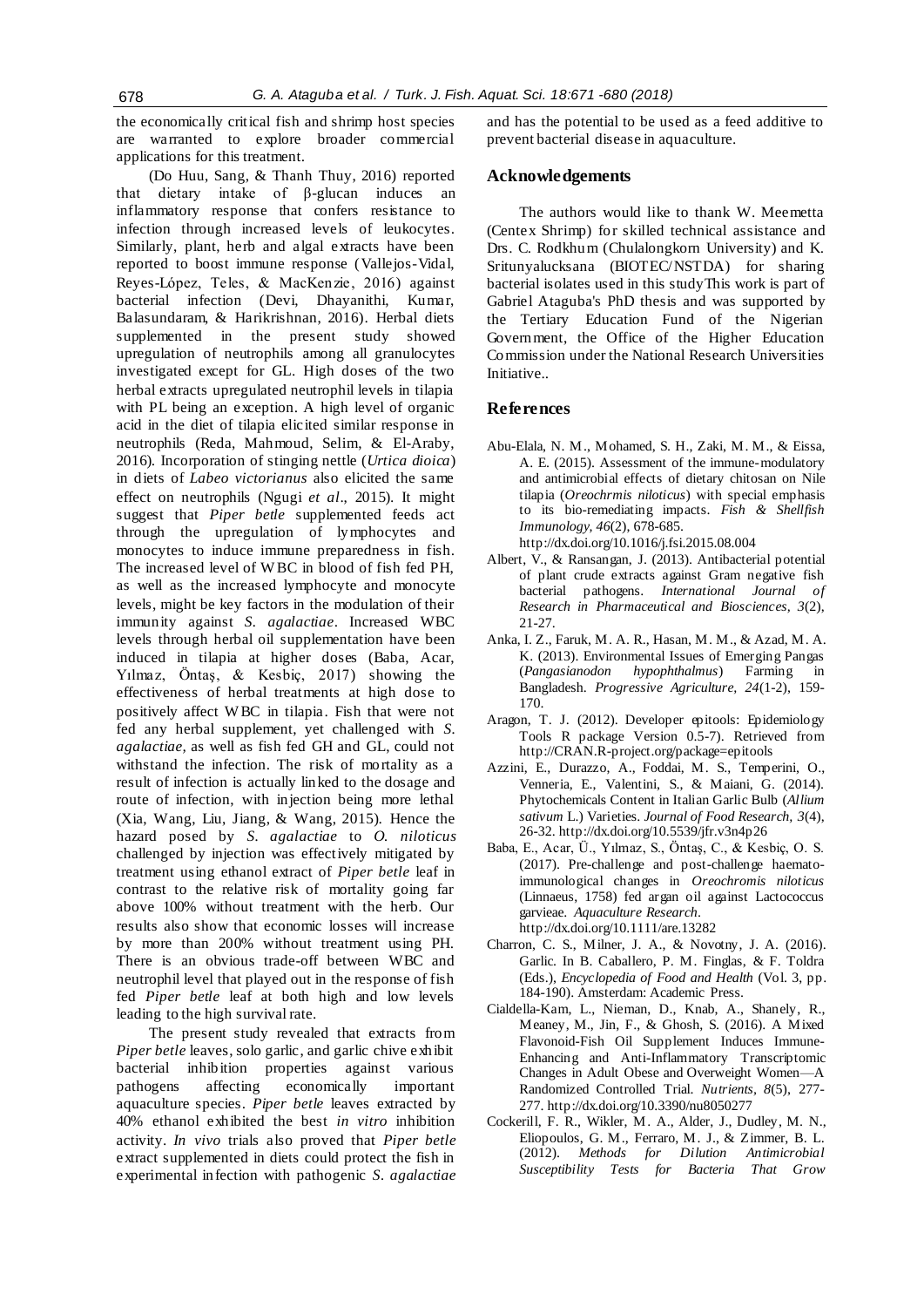the economically critical fish and shrimp host species are warranted to explore broader commercial applications for this treatment.

(Do Huu, Sang, & Thanh Thuy, 2016) reported that dietary intake of β-glucan induces an inflammatory response that confers resistance to infection through increased levels of leukocytes. Similarly, plant, herb and algal extracts have been reported to boost immune response (Vallejos-Vidal, Reyes-López, Teles, & MacKenzie, 2016) against bacterial infection (Devi, Dhayanithi, Kumar, Balasundaram, & Harikrishnan, 2016). Herbal diets supplemented in the present study showed upregulation of neutrophils among all granulocytes investigated except for GL. High doses of the two herbal extracts upregulated neutrophil levels in tilapia with PL being an exception. A high level of organic acid in the diet of tilapia elicited similar response in neutrophils (Reda, Mahmoud, Selim, & El-Araby, 2016). Incorporation of stinging nettle (*Urtica dioica*) in diets of *Labeo victorianus* also elicited the same effect on neutrophils (Ngugi *et al*., 2015). It might suggest that *Piper betle* supplemented feeds act through the upregulation of lymphocytes and monocytes to induce immune preparedness in fish. The increased level of WBC in blood of fish fed PH, as well as the increased lymphocyte and monocyte levels, might be key factors in the modulation of their immunity against *S. agalactiae*. Increased WBC levels through herbal oil supplementation have been induced in tilapia at higher doses (Baba, Acar, Yılmaz, Öntaş, & Kesbiç, 2017) showing the effectiveness of herbal treatments at high dose to positively affect WBC in tilapia. Fish that were not fed any herbal supplement, yet challenged with *S. agalactiae*, as well as fish fed GH and GL, could not withstand the infection. The risk of mortality as a result of infection is actually linked to the dosage and route of infection, with injection being more lethal (Xia, Wang, Liu, Jiang, & Wang, 2015). Hence the hazard posed by *S. agalactiae* to *O. niloticus* challenged by injection was effectively mitigated by treatment using ethanol extract of *Piper betle* leaf in contrast to the relative risk of mortality going far above 100% without treatment with the herb. Our results also show that economic losses will increase by more than 200% without treatment using PH. There is an obvious trade-off between WBC and neutrophil level that played out in the response of fish fed *Piper betle* leaf at both high and low levels leading to the high survival rate.

The present study revealed that extracts from *Piper betle* leaves, solo garlic, and garlic chive exhibit bacterial inhibition properties against various pathogens affecting economically important aquaculture species. *Piper betle* leaves extracted by 40% ethanol exhibited the best *in vitro* inhibition activity. *In vivo* trials also proved that *Piper betle* extract supplemented in diets could protect the fish in experimental infection with pathogenic *S. agalactiae* and has the potential to be used as a feed additive to prevent bacterial disease in aquaculture.

## Acknowledgements

The authors would like to thank W. Meemetta (Centex Shrimp) for skilled technical assistance and Drs. C. Rodkhum (Chulalongkorn University) and K. Sritunyalucksana (BIOTEC/NSTDA) for sharing bacterial isolates used in this studyThis work is part of Gabriel Ataguba's PhD thesis and was supported by the Tertiary Education Fund of the Nigerian Government, the Office of the Higher Education Commission under the National Research Universities Initiative..

## References

Abu-Elala, N. M., Mohamed, S. H., Zaki, M. M., & Eissa, A. E. (2015). Assessment of the immune-modulatory and antimicrobial effects of dietary chitosan on Nile tilapia (*Oreochrmis niloticus*) with special emphasis to its bio-remediating impacts. *Fish & Shellfish Immunology, 46*(2), 678-685. http://dx.doi.org/10.1016/j.fsi.2015.08.004

Albert, V., & Ransangan, J. (2013). Antibacterial potential of plant crude extracts against Gram negative fish bacterial pathogens. *International Journal of Research in Pharmaceutical and Biosciences, 3*(2), 21-27.

Anka, I. Z., Faruk, M. A. R., Hasan, M. M., & Azad, M. A. K. (2013). Environmental Issues of Emerging Pangas (*Pangasianodon hypophthalmus*) Farming in Bangladesh. *Progressive Agriculture, 24*(1-2), 159-170.

Aragon, T. J. (2012). Developer epitools: Epidemiology Tools R package Version 0.5-7). Retrieved from http://CRAN.R-project.org/package=epitools

Azzini, E., Durazzo, A., Foddai, M. S., Temperini, O., Venneria, E., Valentini, S., & Maiani, G. (2014). Phytochemicals Content in Italian Garlic Bulb (*Allium sativum* L.) Varieties. *Journal of Food Research, 3*(4), 26-32. http://dx.doi.org/10.5539/jfr.v3n4p26

Baba, E., Acar, Ü., Yılmaz, S., Öntaş, C., & Kesbiç, O. S. (2017). Pre-challenge and post-challenge haemato-immunological changes in *Oreochromis niloticus* (Linnaeus, 1758) fed argan oil against Lactococcus garvieae. *Aquaculture Research*. http://dx.doi.org/10.1111/are.13282

Charron, C. S., Milner, J. A., & Novotny, J. A. (2016). Garlic. In B. Caballero, P. M. Finglas, & F. Toldra (Eds.), *Encyclopedia of Food and Health* (Vol. 3, pp. 184-190). Amsterdam: Academic Press.

Cialdella-Kam, L., Nieman, D., Knab, A., Shanely, R., Meaney, M., Jin, F., & Ghosh, S. (2016). A Mixed Flavonoid-Fish Oil Supplement Induces Immune-Enhancing and Anti-Inflammatory Transcriptomic Changes in Adult Obese and Overweight Women—A Randomized Controlled Trial. *Nutrients, 8*(5), 277-277. http://dx.doi.org/10.3390/nu8050277

Cockerill, F. R., Wikler, M. A., Alder, J., Dudley, M. N., Eliopoulos, G. M., Ferraro, M. J., & Zimmer, B. L. (2012). *Methods for Dilution Antimicrobial Susceptibility Tests for Bacteria That Grow*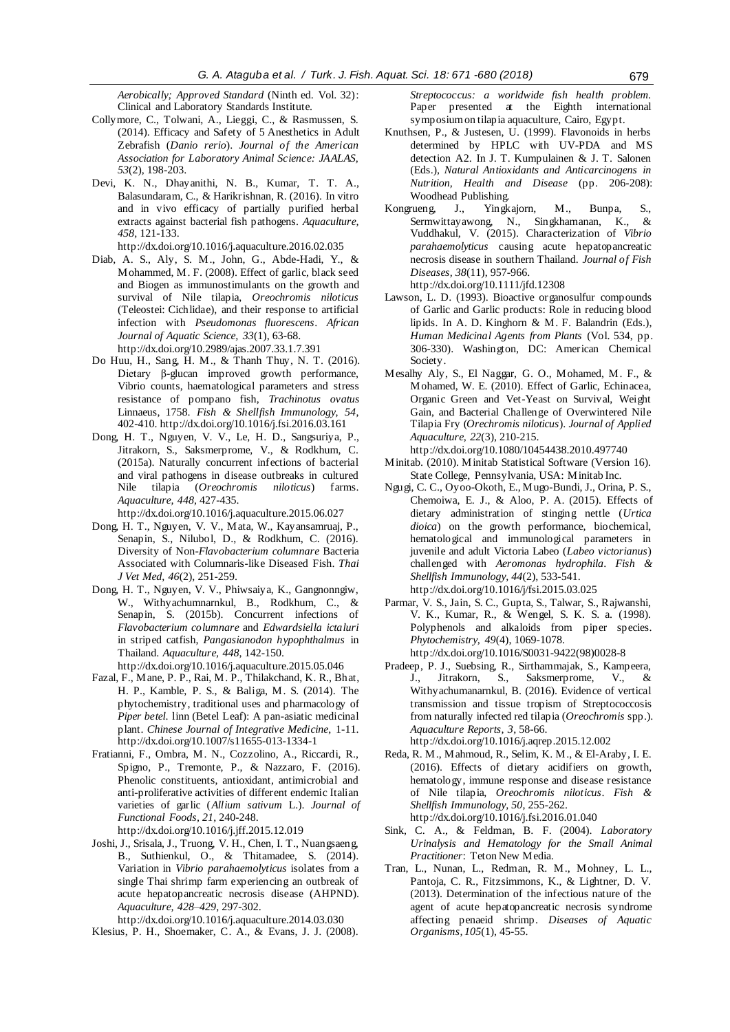*Aerobically; Approved Standard* (Ninth ed. Vol. 32): Clinical and Laboratory Standards Institute.

Collymore, C., Tolwani, A., Lieggi, C., & Rasmussen, S. (2014). Efficacy and Safety of 5 Anesthetics in Adult Zebrafish (*Danio rerio*). *Journal of the American Association for Laboratory Animal Science: JAALAS, 53*(2), 198-203.

Devi, K. N., Dhayanithi, N. B., Kumar, T. T. A., Balasundaram, C., & Harikrishnan, R. (2016). In vitro and in vivo efficacy of partially purified herbal extracts against bacterial fish pathogens. *Aquaculture, 458*, 121-133. http://dx.doi.org/10.1016/j.aquaculture.2016.02.035

Diab, A. S., Aly, S. M., John, G., Abde-Hadi, Y., & Mohammed, M. F. (2008). Effect of garlic, black seed and Biogen as immunostimulants on the growth and survival of Nile tilapia, *Oreochromis niloticus* (Teleostei: Cichlidae), and their response to artificial infection with *Pseudomonas fluorescens*. *African Journal of Aquatic Science, 33*(1), 63-68. http://dx.doi.org/10.2989/ajas.2007.33.1.7.391

Do Huu, H., Sang, H. M., & Thanh Thuy, N. T. (2016). Dietary β-glucan improved growth performance, Vibrio counts, haematological parameters and stress resistance of pompano fish, *Trachinotus ovatus* Linnaeus, 1758. *Fish & Shellfish Immunology, 54*, 402-410. http://dx.doi.org/10.1016/j.fsi.2016.03.161

Dong, H. T., Nguyen, V. V., Le, H. D., Sangsuriya, P., Jitrakorn, S., Saksmerprome, V., & Rodkhum, C. (2015a). Naturally concurrent infections of bacterial and viral pathogens in disease outbreaks in cultured Nile tilapia (*Oreochromis niloticus*) farms. *Aquaculture, 448*, 427-435. http://dx.doi.org/10.1016/j.aquaculture.2015.06.027

Dong, H. T., Nguyen, V. V., Mata, W., Kayansamruaj, P., Senapin, S., Nilubol, D., & Rodkhum, C. (2016). Diversity of Non-*Flavobacterium columnare* Bacteria Associated with Columnaris-like Diseased Fish. *Thai J Vet Med, 46*(2), 251-259.

Dong, H. T., Nguyen, V. V., Phiwsaiya, K., Gangnonngiw, W., Withyachumnarnkul, B., Rodkhum, C., & Senapin, S. (2015b). Concurrent infections of *Flavobacterium columnare* and *Edwardsiella ictaluri* in striped catfish, *Pangasianodon hypophthalmus* in Thailand. *Aquaculture, 448*, 142-150. http://dx.doi.org/10.1016/j.aquaculture.2015.05.046

Fazal, F., Mane, P. P., Rai, M. P., Thilakchand, K. R., Bhat, H. P., Kamble, P. S., & Baliga, M. S. (2014). The phytochemistry, traditional uses and pharmacology of *Piper betel*. linn (Betel Leaf): A pan-asiatic medicinal plant. *Chinese Journal of Integrative Medicine*, 1-11. http://dx.doi.org/10.1007/s11655-013-1334-1

Fratianni, F., Ombra, M. N., Cozzolino, A., Riccardi, R., Spigno, P., Tremonte, P., & Nazzaro, F. (2016). Phenolic constituents, antioxidant, antimicrobial and anti-proliferative activities of different endemic Italian varieties of garlic (*Allium sativum* L.). *Journal of Functional Foods, 21*, 240-248. http://dx.doi.org/10.1016/j.jff.2015.12.019

Joshi, J., Srisala, J., Truong, V. H., Chen, I. T., Nuangsaeng, B., Suthienkul, O., & Thitamadee, S. (2014). Variation in *Vibrio parahaemolyticus* isolates from a single Thai shrimp farm experiencing an outbreak of acute hepatopancreatic necrosis disease (AHPND). *Aquaculture, 428–429*, 297-302. http://dx.doi.org/10.1016/j.aquaculture.2014.03.030

Klesius, P. H., Shoemaker, C. A., & Evans, J. J. (2008). *Streptococcus: a worldwide fish health problem*. Paper presented at the Eighth international symposium on tilapia aquaculture, Cairo, Egypt.

Knuthsen, P., & Justesen, U. (1999). Flavonoids in herbs determined by HPLC with UV-PDA and MS detection A2. In J. T. Kumpulainen & J. T. Salonen (Eds.), *Natural Antioxidants and Anticarcinogens in Nutrition, Health and Disease* (pp. 206-208): Woodhead Publishing.

Kongrueng, J., Yingkajorn, M., Bunpa, S., Sermwittayawong, N., Singkhamanan, K., & Vuddhakul, V. (2015). Characterization of *Vibrio parahaemolyticus* causing acute hepatopancreatic necrosis disease in southern Thailand. *Journal of Fish Diseases, 38*(11), 957-966. http://dx.doi.org/10.1111/jfd.12308

Lawson, L. D. (1993). Bioactive organosulfur compounds of Garlic and Garlic products: Role in reducing blood lipids. In A. D. Kinghorn & M. F. Balandrin (Eds.), *Human Medicinal Agents from Plants* (Vol. 534, pp. 306-330). Washington, DC: American Chemical Society.

Mesalhy Aly, S., El Naggar, G. O., Mohamed, M. F., & Mohamed, W. E. (2010). Effect of Garlic, Echinacea, Organic Green and Vet-Yeast on Survival, Weight Gain, and Bacterial Challenge of Overwintered Nile Tilapia Fry (*Orechromis niloticus*). *Journal of Applied Aquaculture, 22*(3), 210-215. http://dx.doi.org/10.1080/10454438.2010.497740

Minitab. (2010). Minitab Statistical Software (Version 16). State College, Pennsylvania, USA: Minitab Inc.

Ngugi, C. C., Oyoo-Okoth, E., Mugo-Bundi, J., Orina, P. S., Chemoiwa, E. J., & Aloo, P. A. (2015). Effects of dietary administration of stinging nettle (*Urtica dioica*) on the growth performance, biochemical, hematological and immunological parameters in juvenile and adult Victoria Labeo (*Labeo victorianus*) challenged with *Aeromonas hydrophila*. *Fish & Shellfish Immunology, 44*(2), 533-541. http://dx.doi.org/10.1016/j/fsi.2015.03.025

Parmar, V. S., Jain, S. C., Gupta, S., Talwar, S., Rajwanshi, V. K., Kumar, R., & Wengel, S. K. S. a. (1998). Polyphenols and alkaloids from piper species. *Phytochemistry, 49*(4), 1069-1078. http://dx.doi.org/10.1016/S0031-9422(98)0028-8

Pradeep, P. J., Suebsing, R., Sirthammajak, S., Kampeera, J., Jitrakorn, S., Saksmerprome, V., & Withyachumanarnkul, B. (2016). Evidence of vertical transmission and tissue tropism of Streptococcosis from naturally infected red tilapia (*Oreochromis* spp.). *Aquaculture Reports, 3*, 58-66. http://dx.doi.org/10.1016/j.aqrep.2015.12.002

Reda, R. M., Mahmoud, R., Selim, K. M., & El-Araby, I. E. (2016). Effects of dietary acidifiers on growth, hematology, immune response and disease resistance of Nile tilapia, *Oreochromis niloticus*. *Fish & Shellfish Immunology, 50*, 255-262. http://dx.doi.org/10.1016/j.fsi.2016.01.040

Sink, C. A., & Feldman, B. F. (2004). *Laboratory Urinalysis and Hematology for the Small Animal Practitioner*: Teton New Media.

Tran, L., Nunan, L., Redman, R. M., Mohney, L. L., Pantoja, C. R., Fitzsimmons, K., & Lightner, D. V. (2013). Determination of the infectious nature of the agent of acute hepatopancreatic necrosis syndrome affecting penaeid shrimp. *Diseases of Aquatic Organisms, 105*(1), 45-55.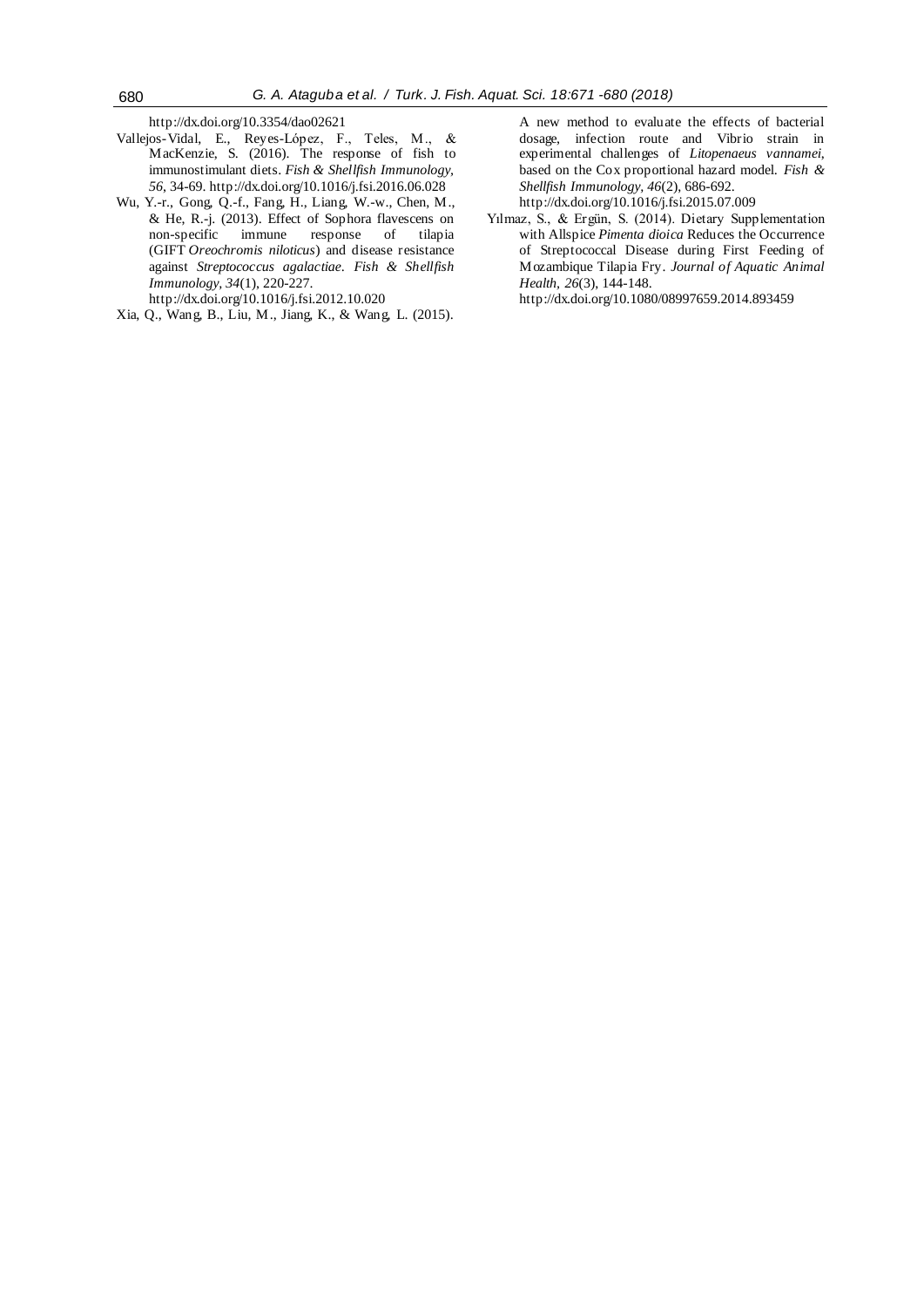http://dx.doi.org/10.3354/dao02621

Vallejos-Vidal, E., Reyes-López, F., Teles, M., & MacKenzie, S. (2016). The response of fish to immunostimulant diets. *Fish & Shellfish Immunology, 56*, 34-69. http://dx.doi.org/10.1016/j.fsi.2016.06.028

Wu, Y.-r., Gong, Q.-f., Fang, H., Liang, W.-w., Chen, M., & He, R.-j. (2013). Effect of Sophora flavescens on non-specific immune response of tilapia (GIFT *Oreochromis niloticus*) and disease resistance against *Streptococcus agalactiae*. *Fish & Shellfish Immunology, 34*(1), 220-227. http://dx.doi.org/10.1016/j.fsi.2012.10.020

Xia, Q., Wang, B., Liu, M., Jiang, K., & Wang, L. (2015). A new method to evaluate the effects of bacterial dosage, infection route and Vibrio strain in experimental challenges of *Litopenaeus vannamei*, based on the Cox proportional hazard model. *Fish & Shellfish Immunology, 46*(2), 686-692. http://dx.doi.org/10.1016/j.fsi.2015.07.009

Yılmaz, S., & Ergün, S. (2014). Dietary Supplementation with Allspice *Pimenta dioica* Reduces the Occurrence of Streptococcal Disease during First Feeding of Mozambique Tilapia Fry. *Journal of Aquatic Animal Health, 26*(3), 144-148. http://dx.doi.org/10.1080/08997659.2014.893459